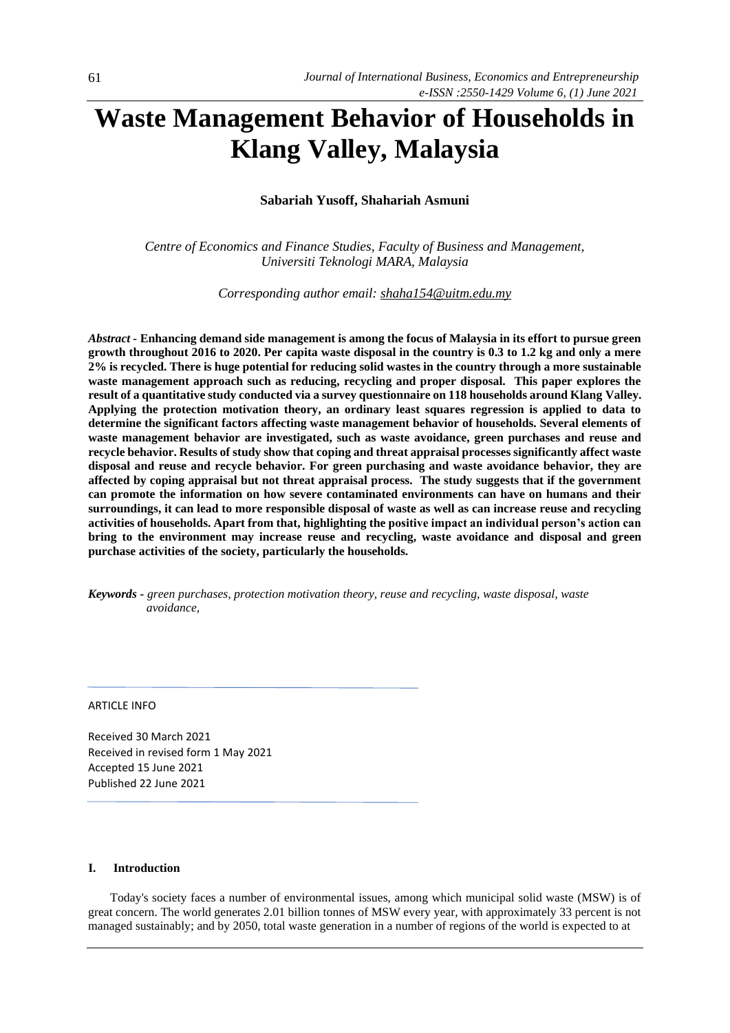# Waste Management Behavior of Households in Klang Valley, Malaysia

**Sabariah Yusoff, Shahariah Asmuni**

*Centre of Economics and Finance Studies, Faculty of Business and Management, Universiti Teknologi MARA, Malaysia*

*Corresponding author email: shaha154@uitm.edu.my*

***Abstract*** **- Enhancing demand side management is among the focus of Malaysia in its effort to pursue green growth throughout 2016 to 2020. Per capita waste disposal in the country is 0.3 to 1.2 kg and only a mere 2% is recycled. There is huge potential for reducing solid wastes in the country through a more sustainable waste management approach such as reducing, recycling and proper disposal. This paper explores the result of a quantitative study conducted via a survey questionnaire on 118 households around Klang Valley. Applying the protection motivation theory, an ordinary least squares regression is applied to data to determine the significant factors affecting waste management behavior of households. Several elements of waste management behavior are investigated, such as waste avoidance, green purchases and reuse and recycle behavior. Results of study show that coping and threat appraisal processes significantly affect waste disposal and reuse and recycle behavior. For green purchasing and waste avoidance behavior, they are affected by coping appraisal but not threat appraisal process. The study suggests that if the government can promote the information on how severe contaminated environments can have on humans and their surroundings, it can lead to more responsible disposal of waste as well as can increase reuse and recycling activities of households. Apart from that, highlighting the positive impact an individual person's action can bring to the environment may increase reuse and recycling, waste avoidance and disposal and green purchase activities of the society, particularly the households.**

***Keywords*** *- green purchases, protection motivation theory, reuse and recycling, waste disposal, waste avoidance,*

ARTICLE INFO

Received 30 March 2021
Received in revised form 1 May 2021
Accepted 15 June 2021
Published 22 June 2021

## I. Introduction

Today's society faces a number of environmental issues, among which municipal solid waste (MSW) is of great concern. The world generates 2.01 billion tonnes of MSW every year, with approximately 33 percent is not managed sustainably; and by 2050, total waste generation in a number of regions of the world is expected to at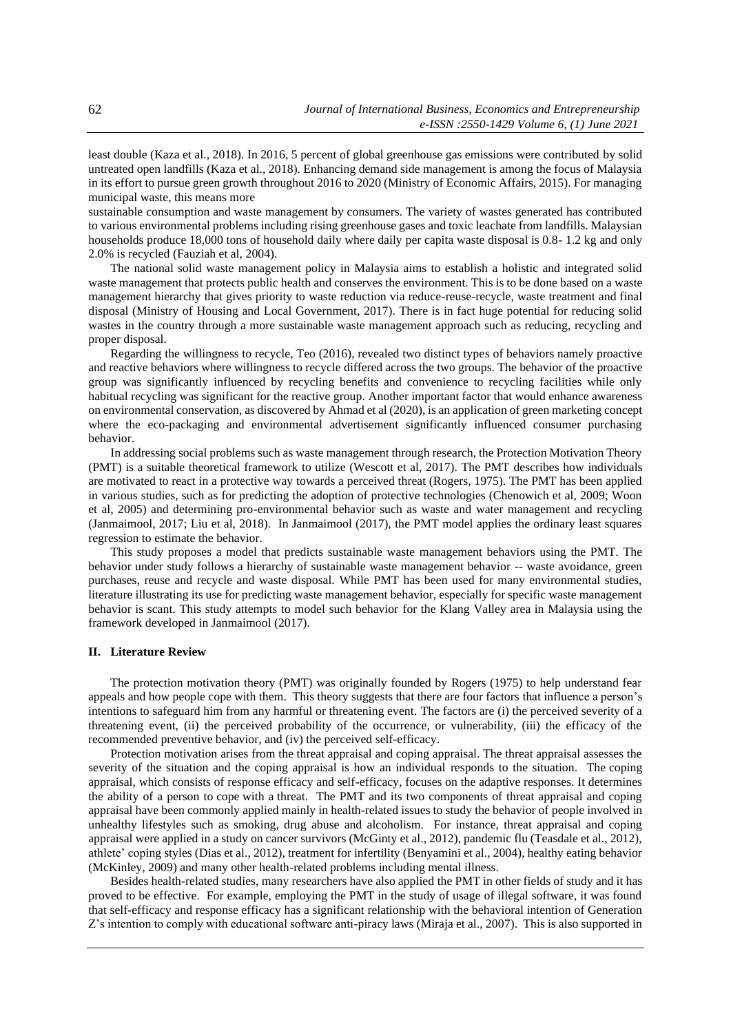least double (Kaza et al., 2018). In 2016, 5 percent of global greenhouse gas emissions were contributed by solid untreated open landfills (Kaza et al., 2018). Enhancing demand side management is among the focus of Malaysia in its effort to pursue green growth throughout 2016 to 2020 (Ministry of Economic Affairs, 2015). For managing municipal waste, this means more

sustainable consumption and waste management by consumers. The variety of wastes generated has contributed to various environmental problems including rising greenhouse gases and toxic leachate from landfills. Malaysian households produce 18,000 tons of household daily where daily per capita waste disposal is 0.8- 1.2 kg and only 2.0% is recycled (Fauziah et al, 2004).

The national solid waste management policy in Malaysia aims to establish a holistic and integrated solid waste management that protects public health and conserves the environment. This is to be done based on a waste management hierarchy that gives priority to waste reduction via reduce-reuse-recycle, waste treatment and final disposal (Ministry of Housing and Local Government, 2017). There is in fact huge potential for reducing solid wastes in the country through a more sustainable waste management approach such as reducing, recycling and proper disposal.

Regarding the willingness to recycle, Teo (2016), revealed two distinct types of behaviors namely proactive and reactive behaviors where willingness to recycle differed across the two groups. The behavior of the proactive group was significantly influenced by recycling benefits and convenience to recycling facilities while only habitual recycling was significant for the reactive group. Another important factor that would enhance awareness on environmental conservation, as discovered by Ahmad et al (2020), is an application of green marketing concept where the eco-packaging and environmental advertisement significantly influenced consumer purchasing behavior.

In addressing social problems such as waste management through research, the Protection Motivation Theory (PMT) is a suitable theoretical framework to utilize (Wescott et al, 2017). The PMT describes how individuals are motivated to react in a protective way towards a perceived threat (Rogers, 1975). The PMT has been applied in various studies, such as for predicting the adoption of protective technologies (Chenowich et al, 2009; Woon et al, 2005) and determining pro-environmental behavior such as waste and water management and recycling (Janmaimool, 2017; Liu et al, 2018). In Janmaimool (2017), the PMT model applies the ordinary least squares regression to estimate the behavior.

This study proposes a model that predicts sustainable waste management behaviors using the PMT. The behavior under study follows a hierarchy of sustainable waste management behavior -- waste avoidance, green purchases, reuse and recycle and waste disposal. While PMT has been used for many environmental studies, literature illustrating its use for predicting waste management behavior, especially for specific waste management behavior is scant. This study attempts to model such behavior for the Klang Valley area in Malaysia using the framework developed in Janmaimool (2017).

## II. Literature Review

The protection motivation theory (PMT) was originally founded by Rogers (1975) to help understand fear appeals and how people cope with them. This theory suggests that there are four factors that influence a person's intentions to safeguard him from any harmful or threatening event. The factors are (i) the perceived severity of a threatening event, (ii) the perceived probability of the occurrence, or vulnerability, (iii) the efficacy of the recommended preventive behavior, and (iv) the perceived self-efficacy.

Protection motivation arises from the threat appraisal and coping appraisal. The threat appraisal assesses the severity of the situation and the coping appraisal is how an individual responds to the situation. The coping appraisal, which consists of response efficacy and self-efficacy, focuses on the adaptive responses. It determines the ability of a person to cope with a threat. The PMT and its two components of threat appraisal and coping appraisal have been commonly applied mainly in health-related issues to study the behavior of people involved in unhealthy lifestyles such as smoking, drug abuse and alcoholism. For instance, threat appraisal and coping appraisal were applied in a study on cancer survivors (McGinty et al., 2012), pandemic flu (Teasdale et al., 2012), athlete' coping styles (Dias et al., 2012), treatment for infertility (Benyamini et al., 2004), healthy eating behavior (McKinley, 2009) and many other health-related problems including mental illness.

Besides health-related studies, many researchers have also applied the PMT in other fields of study and it has proved to be effective. For example, employing the PMT in the study of usage of illegal software, it was found that self-efficacy and response efficacy has a significant relationship with the behavioral intention of Generation Z's intention to comply with educational software anti-piracy laws (Miraja et al., 2007). This is also supported in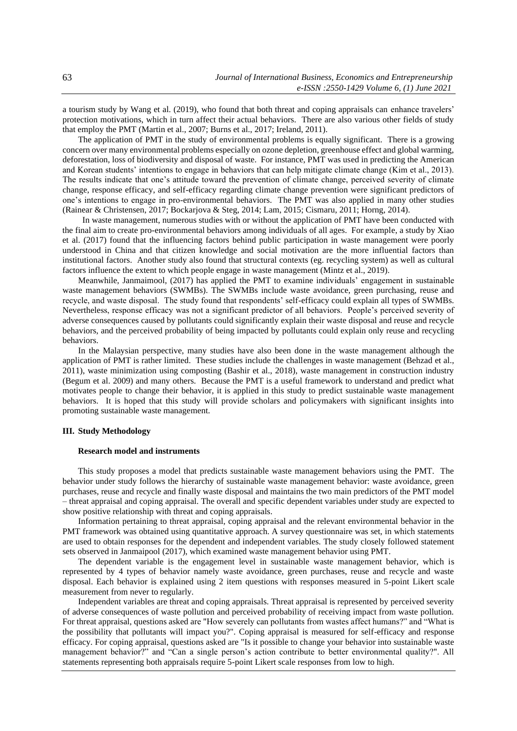a tourism study by Wang et al. (2019), who found that both threat and coping appraisals can enhance travelers' protection motivations, which in turn affect their actual behaviors. There are also various other fields of study that employ the PMT (Martin et al., 2007; Burns et al., 2017; Ireland, 2011).

The application of PMT in the study of environmental problems is equally significant. There is a growing concern over many environmental problems especially on ozone depletion, greenhouse effect and global warming, deforestation, loss of biodiversity and disposal of waste. For instance, PMT was used in predicting the American and Korean students' intentions to engage in behaviors that can help mitigate climate change (Kim et al., 2013). The results indicate that one's attitude toward the prevention of climate change, perceived severity of climate change, response efficacy, and self-efficacy regarding climate change prevention were significant predictors of one's intentions to engage in pro-environmental behaviors. The PMT was also applied in many other studies (Rainear & Christensen, 2017; Bockarjova & Steg, 2014; Lam, 2015; Cismaru, 2011; Horng, 2014).

In waste management, numerous studies with or without the application of PMT have been conducted with the final aim to create pro-environmental behaviors among individuals of all ages. For example, a study by Xiao et al. (2017) found that the influencing factors behind public participation in waste management were poorly understood in China and that citizen knowledge and social motivation are the more influential factors than institutional factors. Another study also found that structural contexts (eg. recycling system) as well as cultural factors influence the extent to which people engage in waste management (Mintz et al., 2019).

Meanwhile, Janmaimool, (2017) has applied the PMT to examine individuals' engagement in sustainable waste management behaviors (SWMBs). The SWMBs include waste avoidance, green purchasing, reuse and recycle, and waste disposal. The study found that respondents' self-efficacy could explain all types of SWMBs. Nevertheless, response efficacy was not a significant predictor of all behaviors. People's perceived severity of adverse consequences caused by pollutants could significantly explain their waste disposal and reuse and recycle behaviors, and the perceived probability of being impacted by pollutants could explain only reuse and recycling behaviors.

In the Malaysian perspective, many studies have also been done in the waste management although the application of PMT is rather limited. These studies include the challenges in waste management (Behzad et al., 2011), waste minimization using composting (Bashir et al., 2018), waste management in construction industry (Begum et al. 2009) and many others. Because the PMT is a useful framework to understand and predict what motivates people to change their behavior, it is applied in this study to predict sustainable waste management behaviors. It is hoped that this study will provide scholars and policymakers with significant insights into promoting sustainable waste management.

## III. Study Methodology

### Research model and instruments

This study proposes a model that predicts sustainable waste management behaviors using the PMT. The behavior under study follows the hierarchy of sustainable waste management behavior: waste avoidance, green purchases, reuse and recycle and finally waste disposal and maintains the two main predictors of the PMT model – threat appraisal and coping appraisal. The overall and specific dependent variables under study are expected to show positive relationship with threat and coping appraisals.

Information pertaining to threat appraisal, coping appraisal and the relevant environmental behavior in the PMT framework was obtained using quantitative approach. A survey questionnaire was set, in which statements are used to obtain responses for the dependent and independent variables. The study closely followed statement sets observed in Janmaipool (2017), which examined waste management behavior using PMT.

The dependent variable is the engagement level in sustainable waste management behavior, which is represented by 4 types of behavior namely waste avoidance, green purchases, reuse and recycle and waste disposal. Each behavior is explained using 2 item questions with responses measured in 5-point Likert scale measurement from never to regularly.

Independent variables are threat and coping appraisals. Threat appraisal is represented by perceived severity of adverse consequences of waste pollution and perceived probability of receiving impact from waste pollution. For threat appraisal, questions asked are "How severely can pollutants from wastes affect humans?" and "What is the possibility that pollutants will impact you?". Coping appraisal is measured for self-efficacy and response efficacy. For coping appraisal, questions asked are "Is it possible to change your behavior into sustainable waste management behavior?" and "Can a single person's action contribute to better environmental quality?". All statements representing both appraisals require 5-point Likert scale responses from low to high.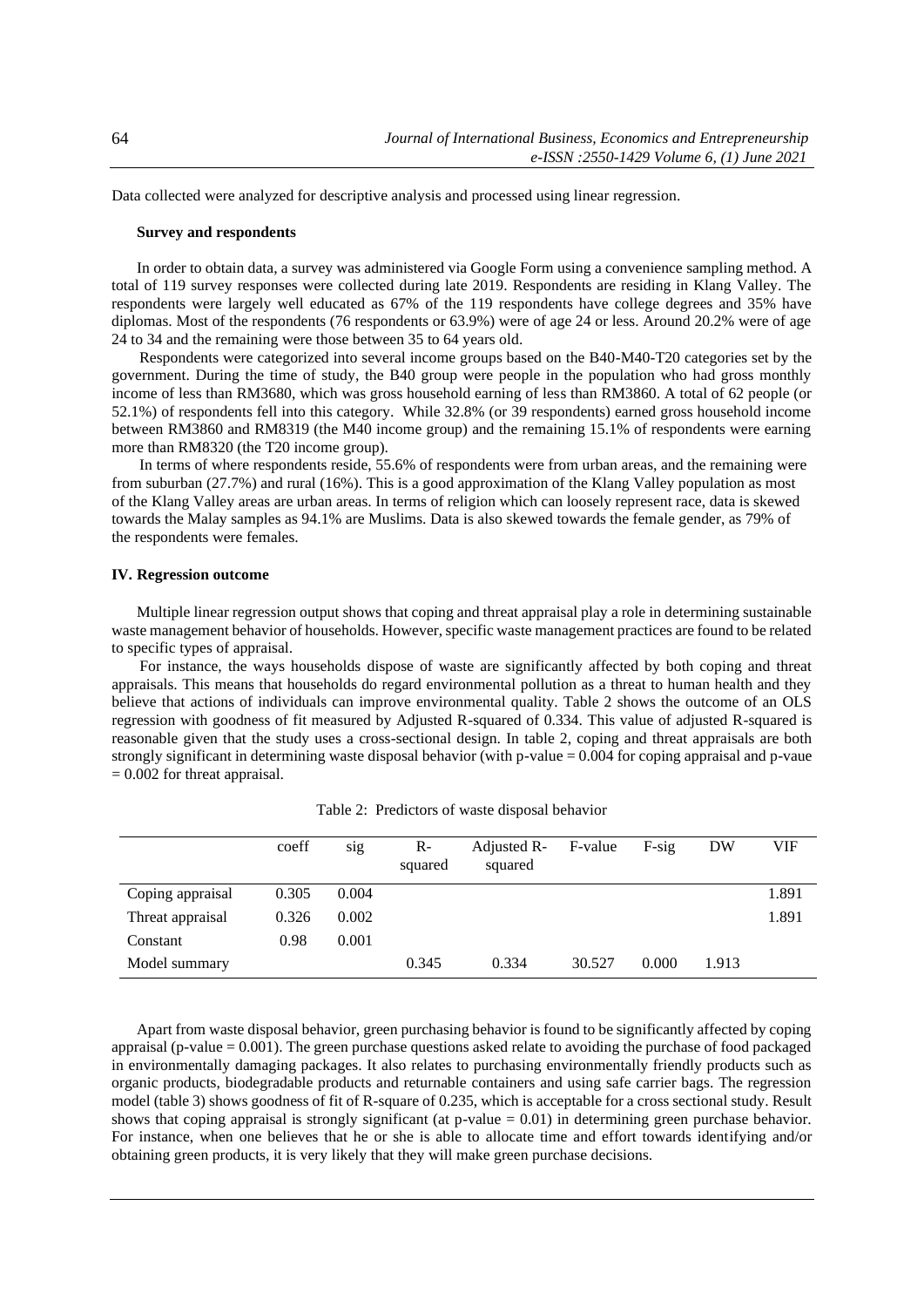Data collected were analyzed for descriptive analysis and processed using linear regression.

### Survey and respondents

In order to obtain data, a survey was administered via Google Form using a convenience sampling method. A total of 119 survey responses were collected during late 2019. Respondents are residing in Klang Valley. The respondents were largely well educated as 67% of the 119 respondents have college degrees and 35% have diplomas. Most of the respondents (76 respondents or 63.9%) were of age 24 or less. Around 20.2% were of age 24 to 34 and the remaining were those between 35 to 64 years old.

Respondents were categorized into several income groups based on the B40-M40-T20 categories set by the government. During the time of study, the B40 group were people in the population who had gross monthly income of less than RM3680, which was gross household earning of less than RM3860. A total of 62 people (or 52.1%) of respondents fell into this category. While 32.8% (or 39 respondents) earned gross household income between RM3860 and RM8319 (the M40 income group) and the remaining 15.1% of respondents were earning more than RM8320 (the T20 income group).

In terms of where respondents reside, 55.6% of respondents were from urban areas, and the remaining were from suburban (27.7%) and rural (16%). This is a good approximation of the Klang Valley population as most of the Klang Valley areas are urban areas. In terms of religion which can loosely represent race, data is skewed towards the Malay samples as 94.1% are Muslims. Data is also skewed towards the female gender, as 79% of the respondents were females.

## IV. Regression outcome

Multiple linear regression output shows that coping and threat appraisal play a role in determining sustainable waste management behavior of households. However, specific waste management practices are found to be related to specific types of appraisal.

For instance, the ways households dispose of waste are significantly affected by both coping and threat appraisals. This means that households do regard environmental pollution as a threat to human health and they believe that actions of individuals can improve environmental quality. Table 2 shows the outcome of an OLS regression with goodness of fit measured by Adjusted R-squared of 0.334. This value of adjusted R-squared is reasonable given that the study uses a cross-sectional design. In table 2, coping and threat appraisals are both strongly significant in determining waste disposal behavior (with p-value = 0.004 for coping appraisal and p-vaue = 0.002 for threat appraisal.

Table 2: Predictors of waste disposal behavior

| | coeff | sig | R-squared | Adjusted R-squared | F-value | F-sig | DW | VIF |
|---|---|---|---|---|---|---|---|---|
| Coping appraisal | 0.305 | 0.004 | | | | | | 1.891 |
| Threat appraisal | 0.326 | 0.002 | | | | | | 1.891 |
| Constant | 0.98 | 0.001 | | | | | | |
| Model summary | | | 0.345 | 0.334 | 30.527 | 0.000 | 1.913 | |

Apart from waste disposal behavior, green purchasing behavior is found to be significantly affected by coping appraisal (p-value = 0.001). The green purchase questions asked relate to avoiding the purchase of food packaged in environmentally damaging packages. It also relates to purchasing environmentally friendly products such as organic products, biodegradable products and returnable containers and using safe carrier bags. The regression model (table 3) shows goodness of fit of R-square of 0.235, which is acceptable for a cross sectional study. Result shows that coping appraisal is strongly significant (at p-value = 0.01) in determining green purchase behavior. For instance, when one believes that he or she is able to allocate time and effort towards identifying and/or obtaining green products, it is very likely that they will make green purchase decisions.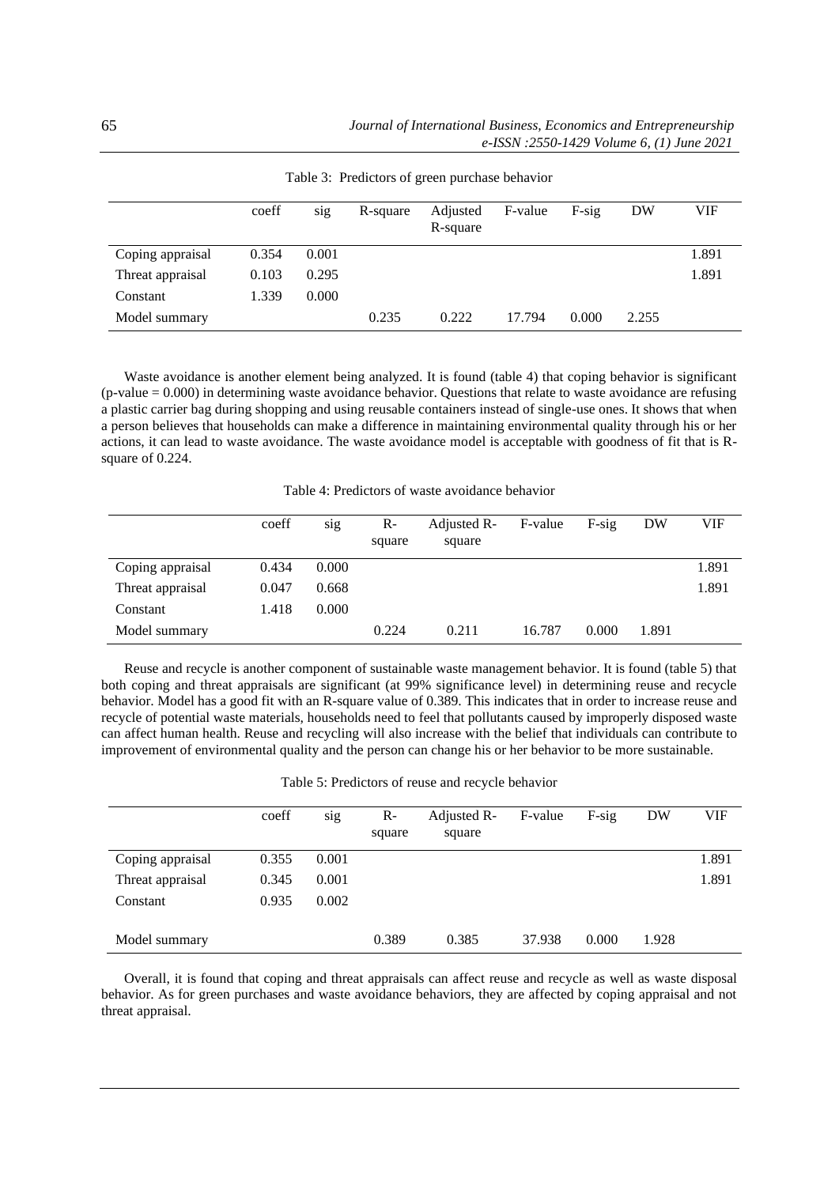Table 3: Predictors of green purchase behavior

| | coeff | sig | R-square | Adjusted R-square | F-value | F-sig | DW | VIF |
|---|---|---|---|---|---|---|---|---|
| Coping appraisal | 0.354 | 0.001 | | | | | | 1.891 |
| Threat appraisal | 0.103 | 0.295 | | | | | | 1.891 |
| Constant | 1.339 | 0.000 | | | | | | |
| Model summary | | | 0.235 | 0.222 | 17.794 | 0.000 | 2.255 | |

Waste avoidance is another element being analyzed. It is found (table 4) that coping behavior is significant (p-value = 0.000) in determining waste avoidance behavior. Questions that relate to waste avoidance are refusing a plastic carrier bag during shopping and using reusable containers instead of single-use ones. It shows that when a person believes that households can make a difference in maintaining environmental quality through his or her actions, it can lead to waste avoidance. The waste avoidance model is acceptable with goodness of fit that is R-square of 0.224.

Table 4: Predictors of waste avoidance behavior

| | coeff | sig | R-square | Adjusted R-square | F-value | F-sig | DW | VIF |
|---|---|---|---|---|---|---|---|---|
| Coping appraisal | 0.434 | 0.000 | | | | | | 1.891 |
| Threat appraisal | 0.047 | 0.668 | | | | | | 1.891 |
| Constant | 1.418 | 0.000 | | | | | | |
| Model summary | | | 0.224 | 0.211 | 16.787 | 0.000 | 1.891 | |

Reuse and recycle is another component of sustainable waste management behavior. It is found (table 5) that both coping and threat appraisals are significant (at 99% significance level) in determining reuse and recycle behavior. Model has a good fit with an R-square value of 0.389. This indicates that in order to increase reuse and recycle of potential waste materials, households need to feel that pollutants caused by improperly disposed waste can affect human health. Reuse and recycling will also increase with the belief that individuals can contribute to improvement of environmental quality and the person can change his or her behavior to be more sustainable.

Table 5: Predictors of reuse and recycle behavior

| | coeff | sig | R-square | Adjusted R-square | F-value | F-sig | DW | VIF |
|---|---|---|---|---|---|---|---|---|
| Coping appraisal | 0.355 | 0.001 | | | | | | 1.891 |
| Threat appraisal | 0.345 | 0.001 | | | | | | 1.891 |
| Constant | 0.935 | 0.002 | | | | | | |
| Model summary | | | 0.389 | 0.385 | 37.938 | 0.000 | 1.928 | |

Overall, it is found that coping and threat appraisals can affect reuse and recycle as well as waste disposal behavior. As for green purchases and waste avoidance behaviors, they are affected by coping appraisal and not threat appraisal.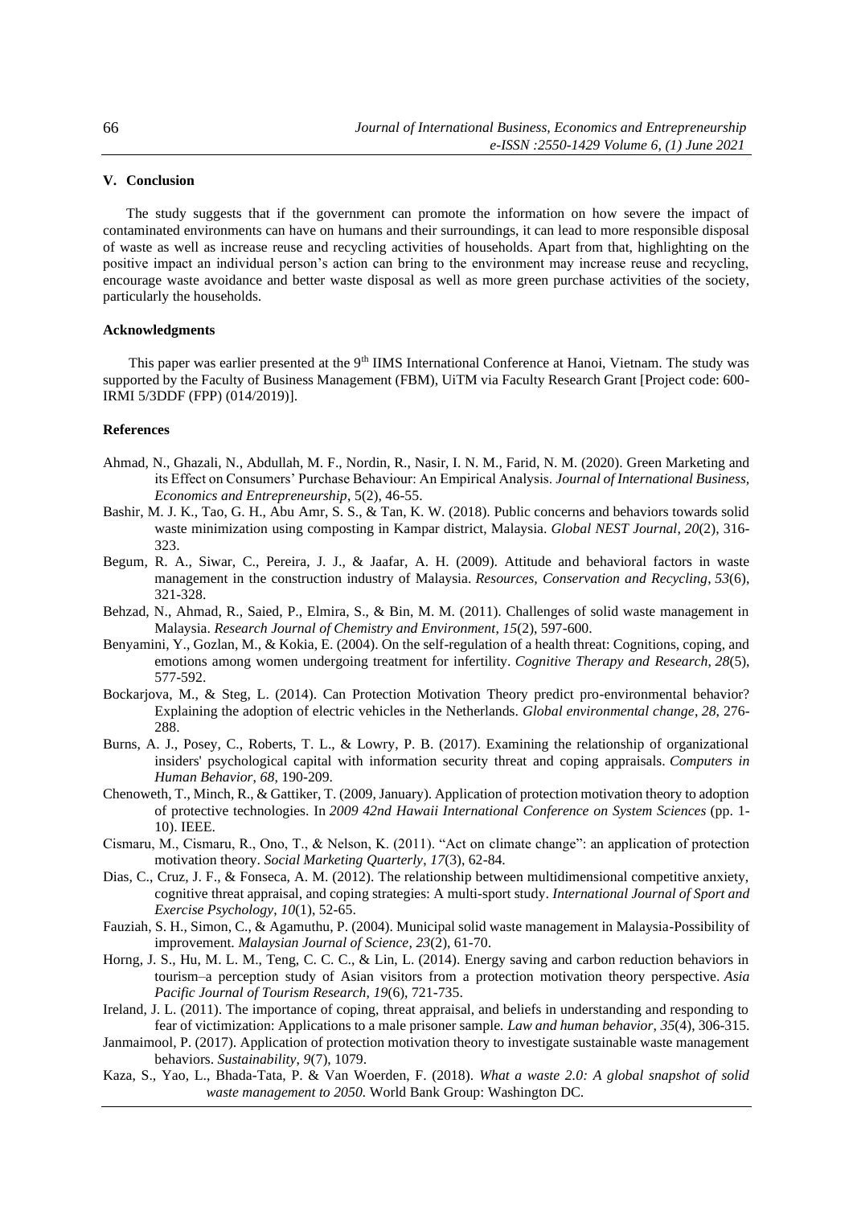## V. Conclusion

The study suggests that if the government can promote the information on how severe the impact of contaminated environments can have on humans and their surroundings, it can lead to more responsible disposal of waste as well as increase reuse and recycling activities of households. Apart from that, highlighting on the positive impact an individual person's action can bring to the environment may increase reuse and recycling, encourage waste avoidance and better waste disposal as well as more green purchase activities of the society, particularly the households.

### Acknowledgments

This paper was earlier presented at the 9th IIMS International Conference at Hanoi, Vietnam. The study was supported by the Faculty of Business Management (FBM), UiTM via Faculty Research Grant [Project code: 600-IRMI 5/3DDF (FPP) (014/2019)].

### References

Ahmad, N., Ghazali, N., Abdullah, M. F., Nordin, R., Nasir, I. N. M., Farid, N. M. (2020). Green Marketing and its Effect on Consumers' Purchase Behaviour: An Empirical Analysis. *Journal of International Business, Economics and Entrepreneurship*, 5(2), 46-55.

Bashir, M. J. K., Tao, G. H., Abu Amr, S. S., & Tan, K. W. (2018). Public concerns and behaviors towards solid waste minimization using composting in Kampar district, Malaysia. *Global NEST Journal*, *20*(2), 316-323.

Begum, R. A., Siwar, C., Pereira, J. J., & Jaafar, A. H. (2009). Attitude and behavioral factors in waste management in the construction industry of Malaysia. *Resources, Conservation and Recycling*, *53*(6), 321-328.

Behzad, N., Ahmad, R., Saied, P., Elmira, S., & Bin, M. M. (2011). Challenges of solid waste management in Malaysia. *Research Journal of Chemistry and Environment*, *15*(2), 597-600.

Benyamini, Y., Gozlan, M., & Kokia, E. (2004). On the self-regulation of a health threat: Cognitions, coping, and emotions among women undergoing treatment for infertility. *Cognitive Therapy and Research*, *28*(5), 577-592.

Bockarjova, M., & Steg, L. (2014). Can Protection Motivation Theory predict pro-environmental behavior? Explaining the adoption of electric vehicles in the Netherlands. *Global environmental change*, *28*, 276-288.

Burns, A. J., Posey, C., Roberts, T. L., & Lowry, P. B. (2017). Examining the relationship of organizational insiders' psychological capital with information security threat and coping appraisals. *Computers in Human Behavior*, *68*, 190-209.

Chenoweth, T., Minch, R., & Gattiker, T. (2009, January). Application of protection motivation theory to adoption of protective technologies. In *2009 42nd Hawaii International Conference on System Sciences* (pp. 1-10). IEEE.

Cismaru, M., Cismaru, R., Ono, T., & Nelson, K. (2011). "Act on climate change": an application of protection motivation theory. *Social Marketing Quarterly*, *17*(3), 62-84.

Dias, C., Cruz, J. F., & Fonseca, A. M. (2012). The relationship between multidimensional competitive anxiety, cognitive threat appraisal, and coping strategies: A multi-sport study. *International Journal of Sport and Exercise Psychology*, *10*(1), 52-65.

Fauziah, S. H., Simon, C., & Agamuthu, P. (2004). Municipal solid waste management in Malaysia-Possibility of improvement. *Malaysian Journal of Science*, *23*(2), 61-70.

Horng, J. S., Hu, M. L. M., Teng, C. C. C., & Lin, L. (2014). Energy saving and carbon reduction behaviors in tourism–a perception study of Asian visitors from a protection motivation theory perspective. *Asia Pacific Journal of Tourism Research*, *19*(6), 721-735.

Ireland, J. L. (2011). The importance of coping, threat appraisal, and beliefs in understanding and responding to fear of victimization: Applications to a male prisoner sample. *Law and human behavior*, *35*(4), 306-315.

Janmaimool, P. (2017). Application of protection motivation theory to investigate sustainable waste management behaviors. *Sustainability*, *9*(7), 1079.

Kaza, S., Yao, L., Bhada-Tata, P. & Van Woerden, F. (2018). *What a waste 2.0: A global snapshot of solid waste management to 2050.* World Bank Group: Washington DC.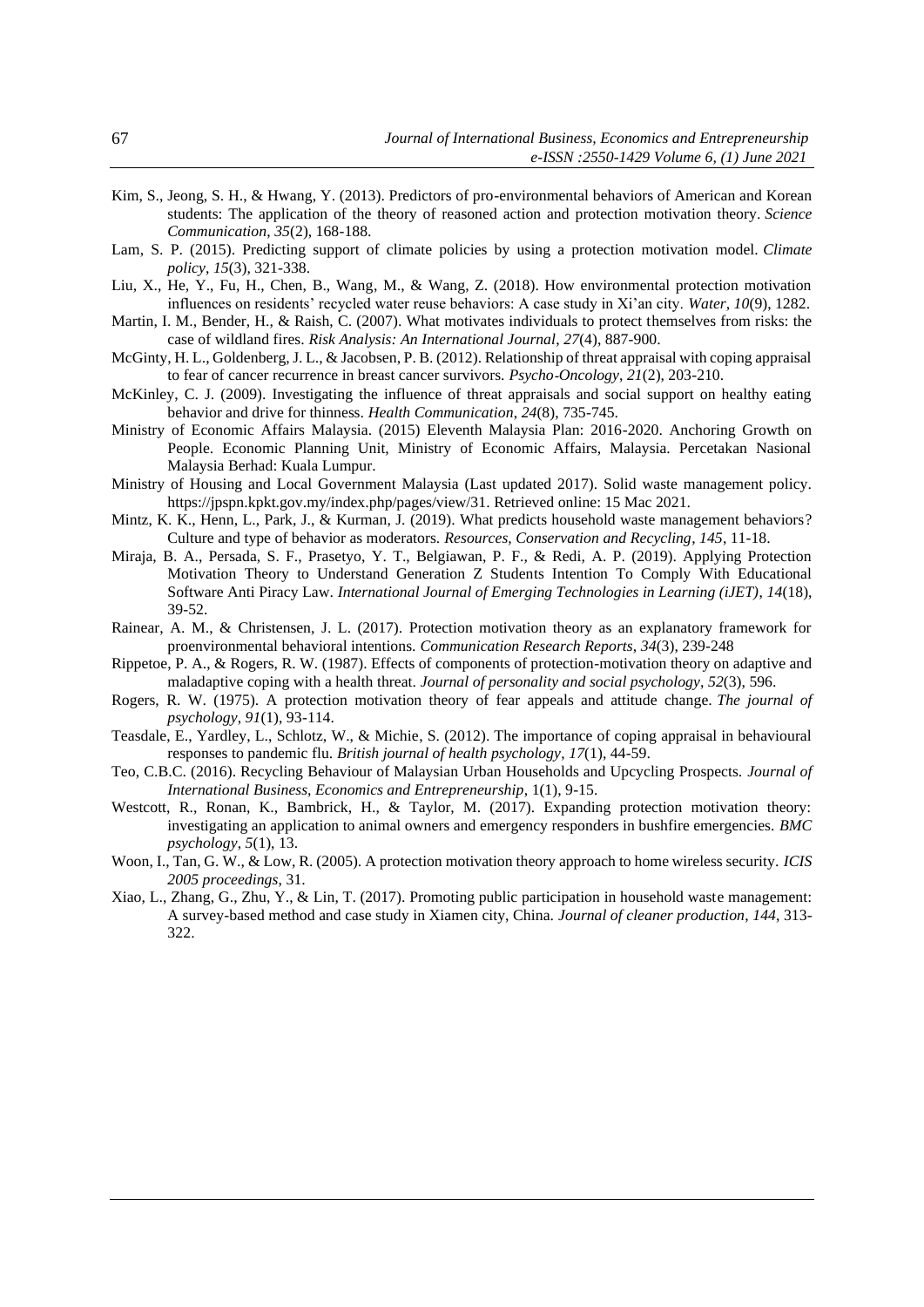Kim, S., Jeong, S. H., & Hwang, Y. (2013). Predictors of pro-environmental behaviors of American and Korean students: The application of the theory of reasoned action and protection motivation theory. *Science Communication*, *35*(2), 168-188.

Lam, S. P. (2015). Predicting support of climate policies by using a protection motivation model. *Climate policy*, *15*(3), 321-338.

Liu, X., He, Y., Fu, H., Chen, B., Wang, M., & Wang, Z. (2018). How environmental protection motivation influences on residents' recycled water reuse behaviors: A case study in Xi'an city. *Water*, *10*(9), 1282.

Martin, I. M., Bender, H., & Raish, C. (2007). What motivates individuals to protect themselves from risks: the case of wildland fires. *Risk Analysis: An International Journal*, *27*(4), 887-900.

McGinty, H. L., Goldenberg, J. L., & Jacobsen, P. B. (2012). Relationship of threat appraisal with coping appraisal to fear of cancer recurrence in breast cancer survivors. *Psycho-Oncology*, *21*(2), 203-210.

McKinley, C. J. (2009). Investigating the influence of threat appraisals and social support on healthy eating behavior and drive for thinness. *Health Communication*, *24*(8), 735-745.

Ministry of Economic Affairs Malaysia. (2015) Eleventh Malaysia Plan: 2016-2020. Anchoring Growth on People. Economic Planning Unit, Ministry of Economic Affairs, Malaysia. Percetakan Nasional Malaysia Berhad: Kuala Lumpur.

Ministry of Housing and Local Government Malaysia (Last updated 2017). Solid waste management policy. https://jpspn.kpkt.gov.my/index.php/pages/view/31. Retrieved online: 15 Mac 2021.

Mintz, K. K., Henn, L., Park, J., & Kurman, J. (2019). What predicts household waste management behaviors? Culture and type of behavior as moderators. *Resources, Conservation and Recycling*, *145*, 11-18.

Miraja, B. A., Persada, S. F., Prasetyo, Y. T., Belgiawan, P. F., & Redi, A. P. (2019). Applying Protection Motivation Theory to Understand Generation Z Students Intention To Comply With Educational Software Anti Piracy Law. *International Journal of Emerging Technologies in Learning (iJET)*, *14*(18), 39-52.

Rainear, A. M., & Christensen, J. L. (2017). Protection motivation theory as an explanatory framework for proenvironmental behavioral intentions. *Communication Research Reports*, *34*(3), 239-248

Rippetoe, P. A., & Rogers, R. W. (1987). Effects of components of protection-motivation theory on adaptive and maladaptive coping with a health threat. *Journal of personality and social psychology*, *52*(3), 596.

Rogers, R. W. (1975). A protection motivation theory of fear appeals and attitude change. *The journal of psychology*, *91*(1), 93-114.

Teasdale, E., Yardley, L., Schlotz, W., & Michie, S. (2012). The importance of coping appraisal in behavioural responses to pandemic flu. *British journal of health psychology*, *17*(1), 44-59.

Teo, C.B.C. (2016). Recycling Behaviour of Malaysian Urban Households and Upcycling Prospects. *Journal of International Business, Economics and Entrepreneurship*, 1(1), 9-15.

Westcott, R., Ronan, K., Bambrick, H., & Taylor, M. (2017). Expanding protection motivation theory: investigating an application to animal owners and emergency responders in bushfire emergencies. *BMC psychology*, *5*(1), 13.

Woon, I., Tan, G. W., & Low, R. (2005). A protection motivation theory approach to home wireless security. *ICIS 2005 proceedings*, 31.

Xiao, L., Zhang, G., Zhu, Y., & Lin, T. (2017). Promoting public participation in household waste management: A survey-based method and case study in Xiamen city, China. *Journal of cleaner production*, *144*, 313-322.